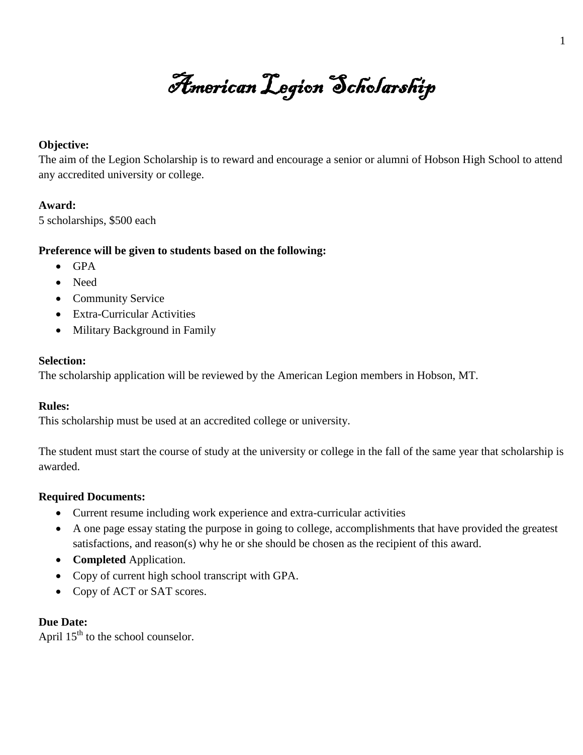# American Legion Scholarship

**Objective:**
The aim of the Legion Scholarship is to reward and encourage a senior or alumni of Hobson High School to attend any accredited university or college.

**Award:**
5 scholarships, $500 each

**Preference will be given to students based on the following:**

- GPA
- Need
- Community Service
- Extra-Curricular Activities
- Military Background in Family

**Selection:**
The scholarship application will be reviewed by the American Legion members in Hobson, MT.

**Rules:**
This scholarship must be used at an accredited college or university.

The student must start the course of study at the university or college in the fall of the same year that scholarship is awarded.

**Required Documents:**

- Current resume including work experience and extra-curricular activities
- A one page essay stating the purpose in going to college, accomplishments that have provided the greatest satisfactions, and reason(s) why he or she should be chosen as the recipient of this award.
- **Completed** Application.
- Copy of current high school transcript with GPA.
- Copy of ACT or SAT scores.

**Due Date:**
April 15th to the school counselor.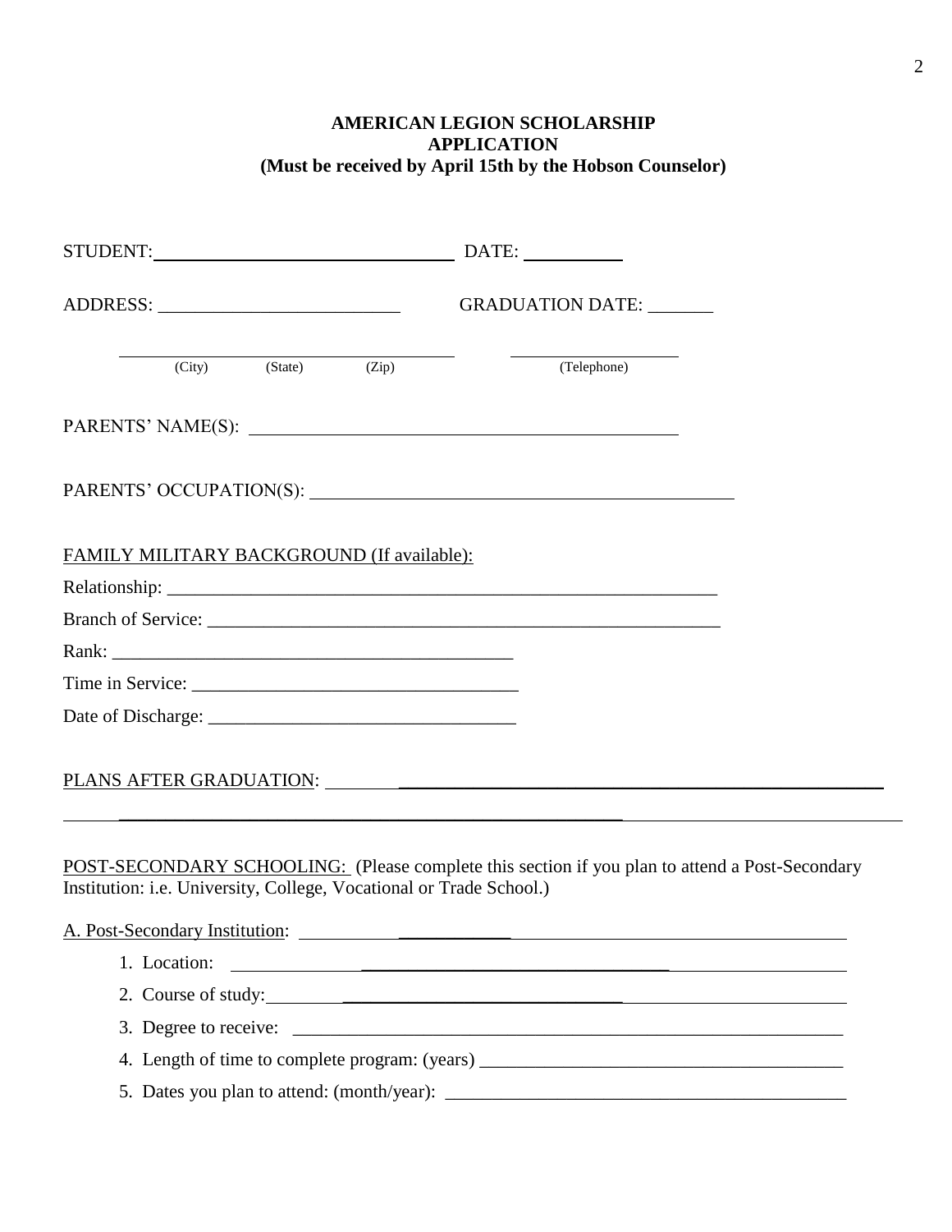**AMERICAN LEGION SCHOLARSHIP**
**APPLICATION**
**(Must be received by April 15th by the Hobson Counselor)**

STUDENT: ________________________________ DATE: __________

ADDRESS: __________________________ GRADUATION DATE: _______

_________________________________________ (City) (State) (Zip) __________________ (Telephone)

PARENTS' NAME(S): ____________________________________________

PARENTS' OCCUPATION(S): ______________________________________________

FAMILY MILITARY BACKGROUND (If available):

Relationship: ____________________________________________________________

Branch of Service: _______________________________________________________

Rank: ____________________________________________

Time in Service: ___________________________________

Date of Discharge: ________________________________

PLANS AFTER GRADUATION: ____________________________________________________________

______________________________________________________________________________

POST-SECONDARY SCHOOLING: (Please complete this section if you plan to attend a Post-Secondary Institution: i.e. University, College, Vocational or Trade School.)

A. Post-Secondary Institution: ________________________________________________

1. Location: ________________________________________________________
2. Course of study: ___________________________________________________
3. Degree to receive: _________________________________________________________
4. Length of time to complete program: (years) _______________________________________
5. Dates you plan to attend: (month/year): __________________________________________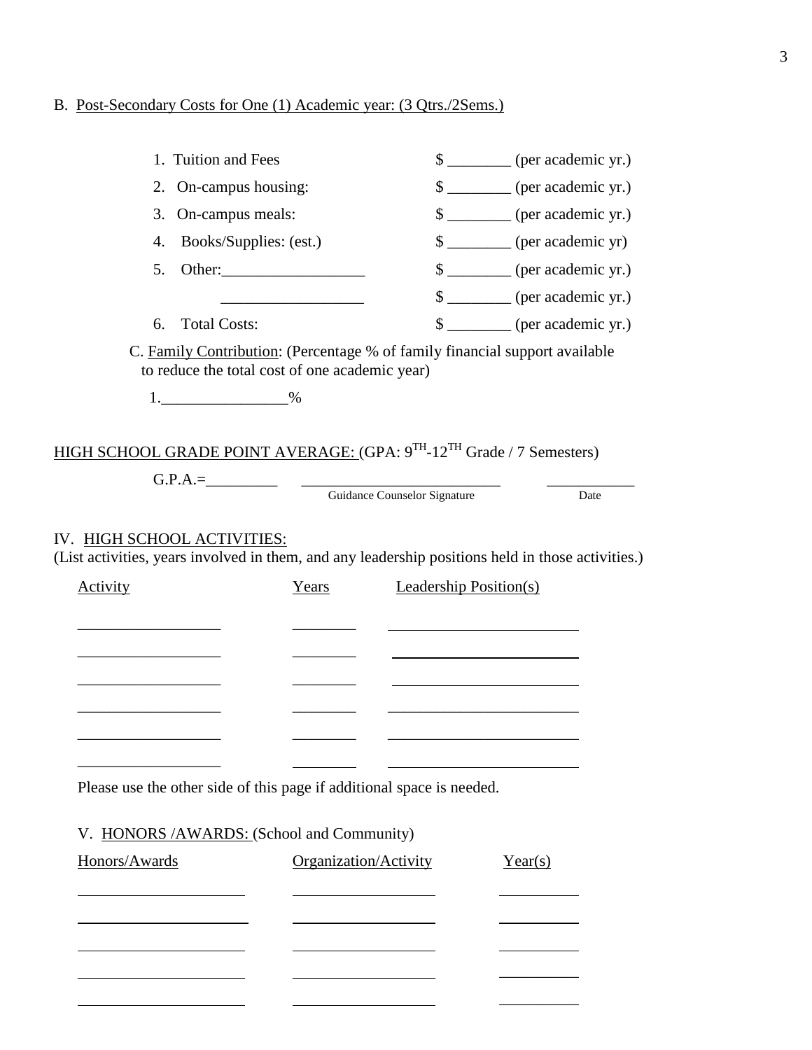B. Post-Secondary Costs for One (1) Academic year: (3 Qtrs./2Sems.)

1. Tuition and Fees $ ________ (per academic yr.)
2. On-campus housing: $ ________ (per academic yr.)
3. On-campus meals: $ ________ (per academic yr.)
4. Books/Supplies: (est.) $ ________ (per academic yr)
5. Other:__________________ $ ________ (per academic yr.)
   __________________ $ ________ (per academic yr.)
6. Total Costs: $ ________ (per academic yr.)

C. Family Contribution: (Percentage % of family financial support available to reduce the total cost of one academic year)

1.________________%

HIGH SCHOOL GRADE POINT AVERAGE: (GPA: $9^{TH}$-$12^{TH}$ Grade / 7 Semesters)

G.P.A.=_________ __________________________ ___________
Guidance Counselor Signature Date

## IV. HIGH SCHOOL ACTIVITIES:

(List activities, years involved in them, and any leadership positions held in those activities.)

| Activity | Years | Leadership Position(s) |
|---|---|---|
| | | |
| | | |
| | | |
| | | |
| | | |
| | | |

Please use the other side of this page if additional space is needed.

## V. HONORS /AWARDS: (School and Community)

| Honors/Awards | Organization/Activity | Year(s) |
|---|---|---|
| | | |
| | | |
| | | |
| | | |
| | | |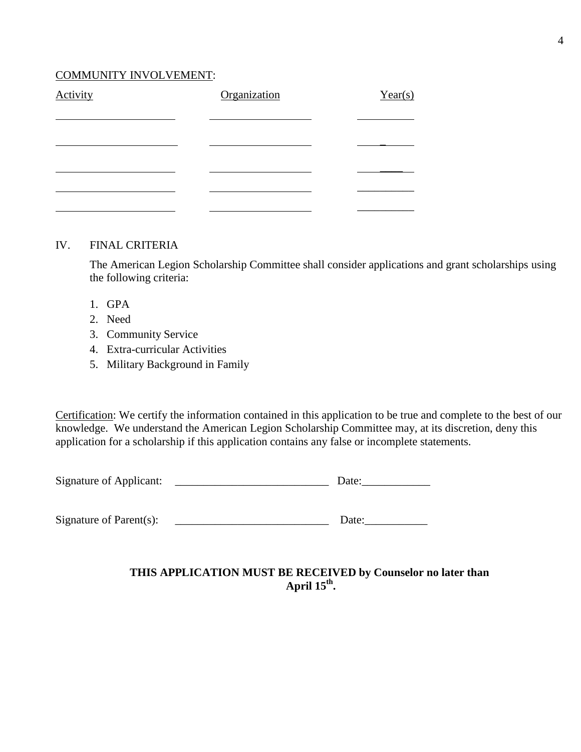COMMUNITY INVOLVEMENT:

| Activity | Organization | Year(s) |
|---|---|---|
| | | |
| | | |
| | | |
| | | |
| | | |

IV. FINAL CRITERIA

The American Legion Scholarship Committee shall consider applications and grant scholarships using the following criteria:

1. GPA
2. Need
3. Community Service
4. Extra-curricular Activities
5. Military Background in Family

Certification: We certify the information contained in this application to be true and complete to the best of our knowledge. We understand the American Legion Scholarship Committee may, at its discretion, deny this application for a scholarship if this application contains any false or incomplete statements.

Signature of Applicant: ___________________________ Date:____________

Signature of Parent(s): ___________________________ Date:___________

**THIS APPLICATION MUST BE RECEIVED by Counselor no later than April 15th.**